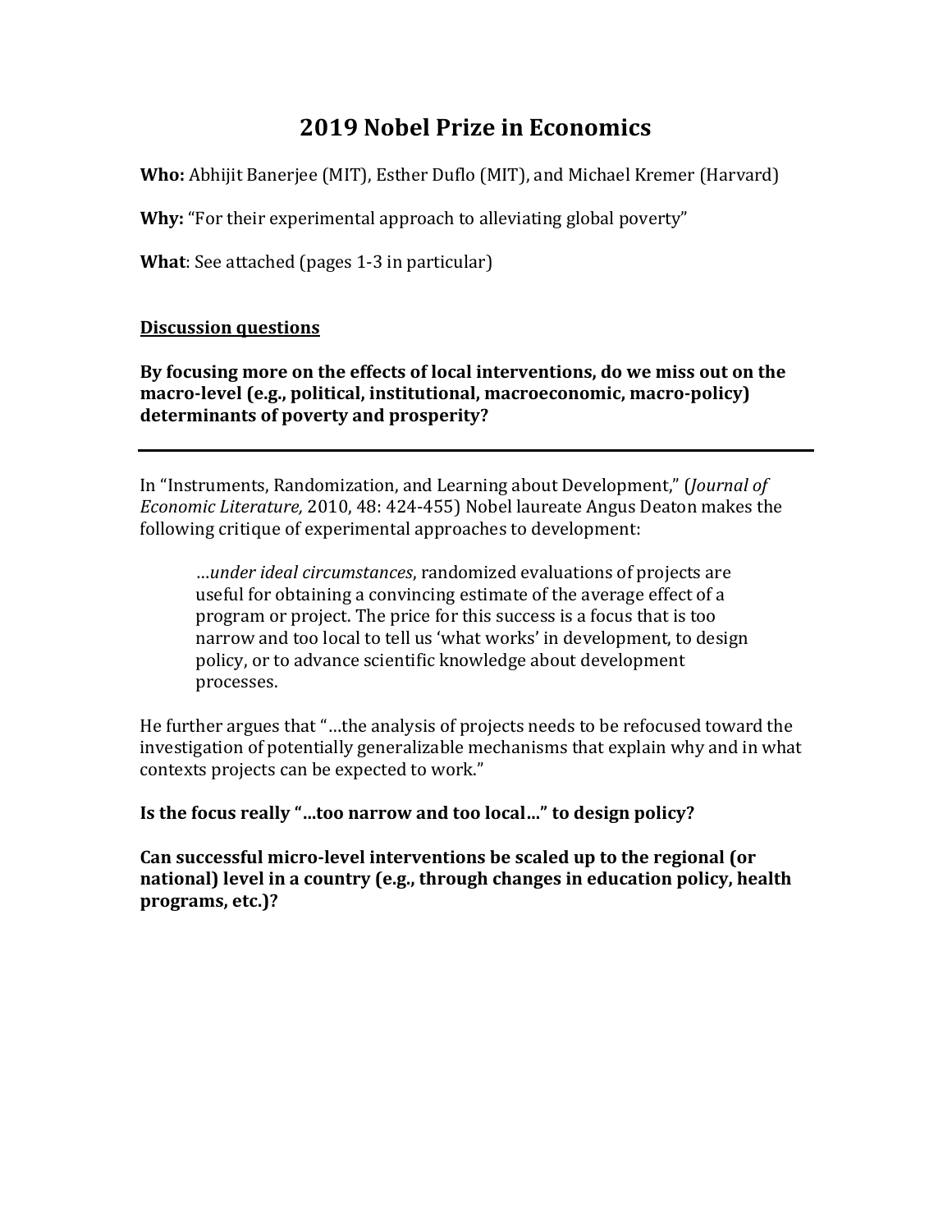# 2019 Nobel Prize in Economics

**Who:** Abhijit Banerjee (MIT), Esther Duflo (MIT), and Michael Kremer (Harvard)

**Why:** "For their experimental approach to alleviating global poverty"

**What**: See attached (pages 1-3 in particular)

**<u>Discussion questions</u>**

**By focusing more on the effects of local interventions, do we miss out on the macro-level (e.g., political, institutional, macroeconomic, macro-policy) determinants of poverty and prosperity?**

---

In "Instruments, Randomization, and Learning about Development," (*Journal of Economic Literature,* 2010, 48: 424-455) Nobel laureate Angus Deaton makes the following critique of experimental approaches to development:

> …*under ideal circumstances*, randomized evaluations of projects are useful for obtaining a convincing estimate of the average effect of a program or project. The price for this success is a focus that is too narrow and too local to tell us 'what works' in development, to design policy, or to advance scientific knowledge about development processes.

He further argues that "…the analysis of projects needs to be refocused toward the investigation of potentially generalizable mechanisms that explain why and in what contexts projects can be expected to work."

**Is the focus really "…too narrow and too local…" to design policy?**

**Can successful micro-level interventions be scaled up to the regional (or national) level in a country (e.g., through changes in education policy, health programs, etc.)?**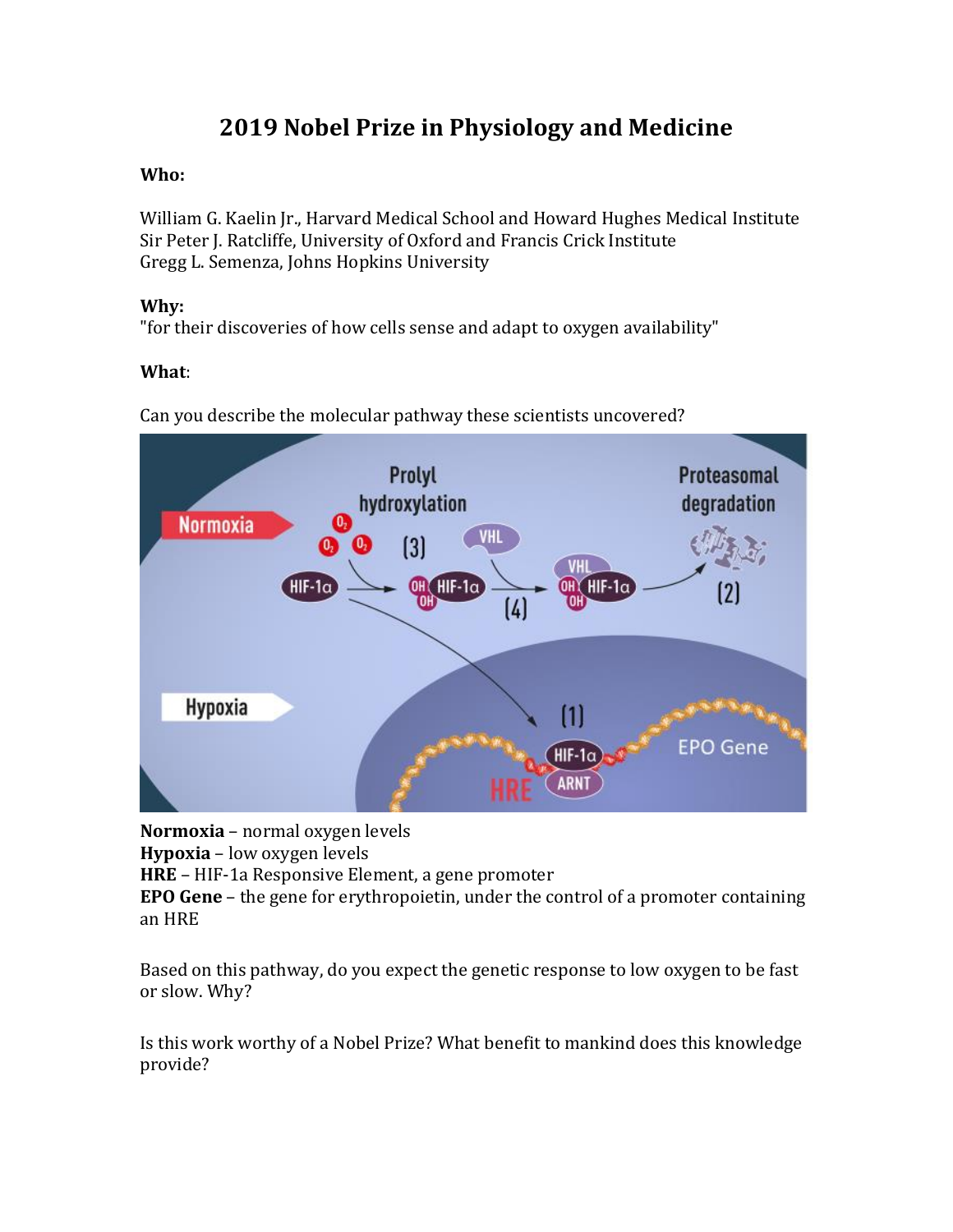# 2019 Nobel Prize in Physiology and Medicine

**Who:**

William G. Kaelin Jr., Harvard Medical School and Howard Hughes Medical Institute
Sir Peter J. Ratcliffe, University of Oxford and Francis Crick Institute
Gregg L. Semenza, Johns Hopkins University

**Why:**
"for their discoveries of how cells sense and adapt to oxygen availability"

**What**:

Can you describe the molecular pathway these scientists uncovered?

**Normoxia** – normal oxygen levels
**Hypoxia** – low oxygen levels
**HRE** – HIF-1a Responsive Element, a gene promoter
**EPO Gene** – the gene for erythropoietin, under the control of a promoter containing an HRE

Based on this pathway, do you expect the genetic response to low oxygen to be fast or slow. Why?

Is this work worthy of a Nobel Prize? What benefit to mankind does this knowledge provide?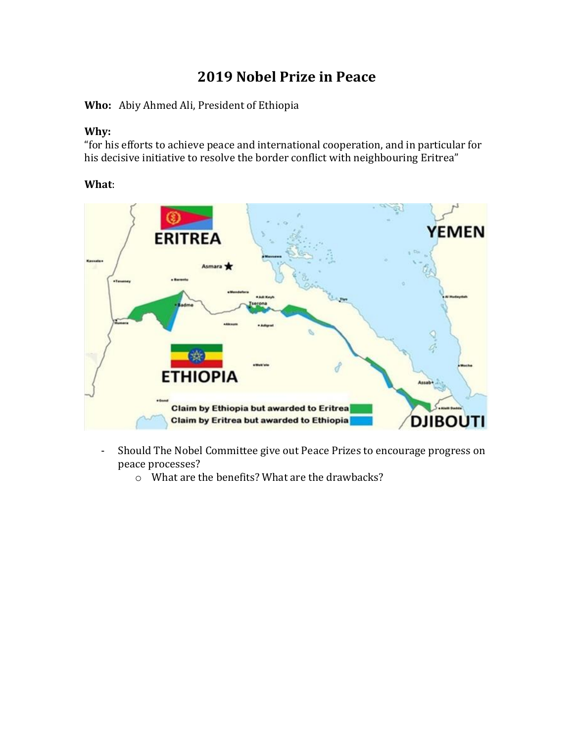# 2019 Nobel Prize in Peace

**Who:** Abiy Ahmed Ali, President of Ethiopia

**Why:**
"for his efforts to achieve peace and international cooperation, and in particular for his decisive initiative to resolve the border conflict with neighbouring Eritrea"

**What**:

ERITREA

YEMEN

ETHIOPIA

DJIBOUTI

Claim by Ethiopia but awarded to Eritrea

Claim by Eritrea but awarded to Ethiopia

- Should The Nobel Committee give out Peace Prizes to encourage progress on peace processes?
  - What are the benefits? What are the drawbacks?